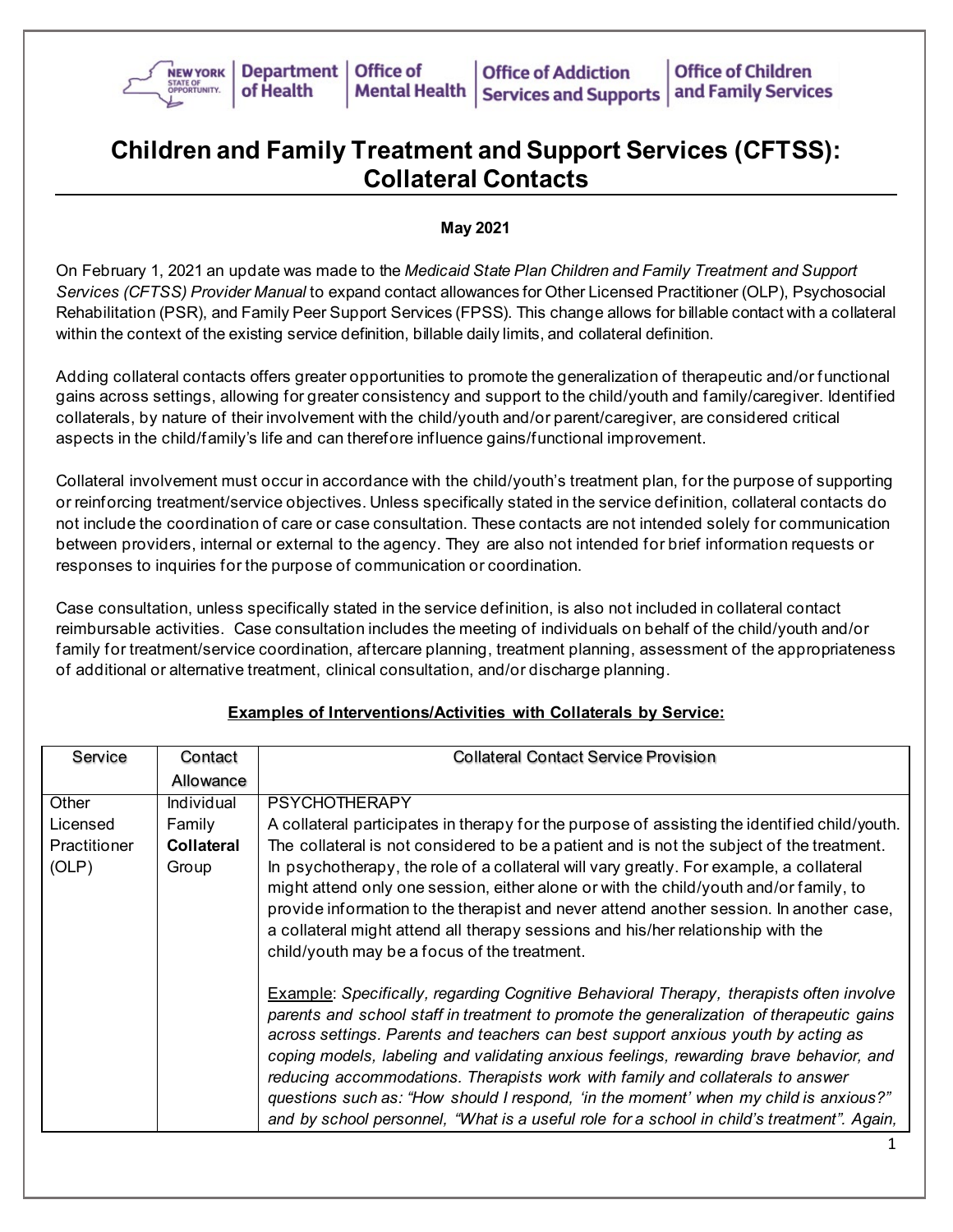# Children and Family Treatment and Support Services (CFTSS): Collateral Contacts

**May 2021**

On February 1, 2021 an update was made to the *Medicaid State Plan Children and Family Treatment and Support Services (CFTSS) Provider Manual* to expand contact allowances for Other Licensed Practitioner (OLP), Psychosocial Rehabilitation (PSR), and Family Peer Support Services (FPSS). This change allows for billable contact with a collateral within the context of the existing service definition, billable daily limits, and collateral definition.

Adding collateral contacts offers greater opportunities to promote the generalization of therapeutic and/or functional gains across settings, allowing for greater consistency and support to the child/youth and family/caregiver. Identified collaterals, by nature of their involvement with the child/youth and/or parent/caregiver, are considered critical aspects in the child/family's life and can therefore influence gains/functional improvement.

Collateral involvement must occur in accordance with the child/youth's treatment plan, for the purpose of supporting or reinforcing treatment/service objectives. Unless specifically stated in the service definition, collateral contacts do not include the coordination of care or case consultation. These contacts are not intended solely for communication between providers, internal or external to the agency. They are also not intended for brief information requests or responses to inquiries for the purpose of communication or coordination.

Case consultation, unless specifically stated in the service definition, is also not included in collateral contact reimbursable activities. Case consultation includes the meeting of individuals on behalf of the child/youth and/or family for treatment/service coordination, aftercare planning, treatment planning, assessment of the appropriateness of additional or alternative treatment, clinical consultation, and/or discharge planning.

**Examples of Interventions/Activities with Collaterals by Service:**

| Service | Contact Allowance | Collateral Contact Service Provision |
|---|---|---|
| Other Licensed Practitioner (OLP) | Individual<br>Family<br>**Collateral**<br>Group | PSYCHOTHERAPY<br>A collateral participates in therapy for the purpose of assisting the identified child/youth. The collateral is not considered to be a patient and is not the subject of the treatment. In psychotherapy, the role of a collateral will vary greatly. For example, a collateral might attend only one session, either alone or with the child/youth and/or family, to provide information to the therapist and never attend another session. In another case, a collateral might attend all therapy sessions and his/her relationship with the child/youth may be a focus of the treatment.<br><br>Example: *Specifically, regarding Cognitive Behavioral Therapy, therapists often involve parents and school staff in treatment to promote the generalization of therapeutic gains across settings. Parents and teachers can best support anxious youth by acting as coping models, labeling and validating anxious feelings, rewarding brave behavior, and reducing accommodations. Therapists work with family and collaterals to answer questions such as: "How should I respond, 'in the moment' when my child is anxious?" and by school personnel, "What is a useful role for a school in child's treatment". Again,* |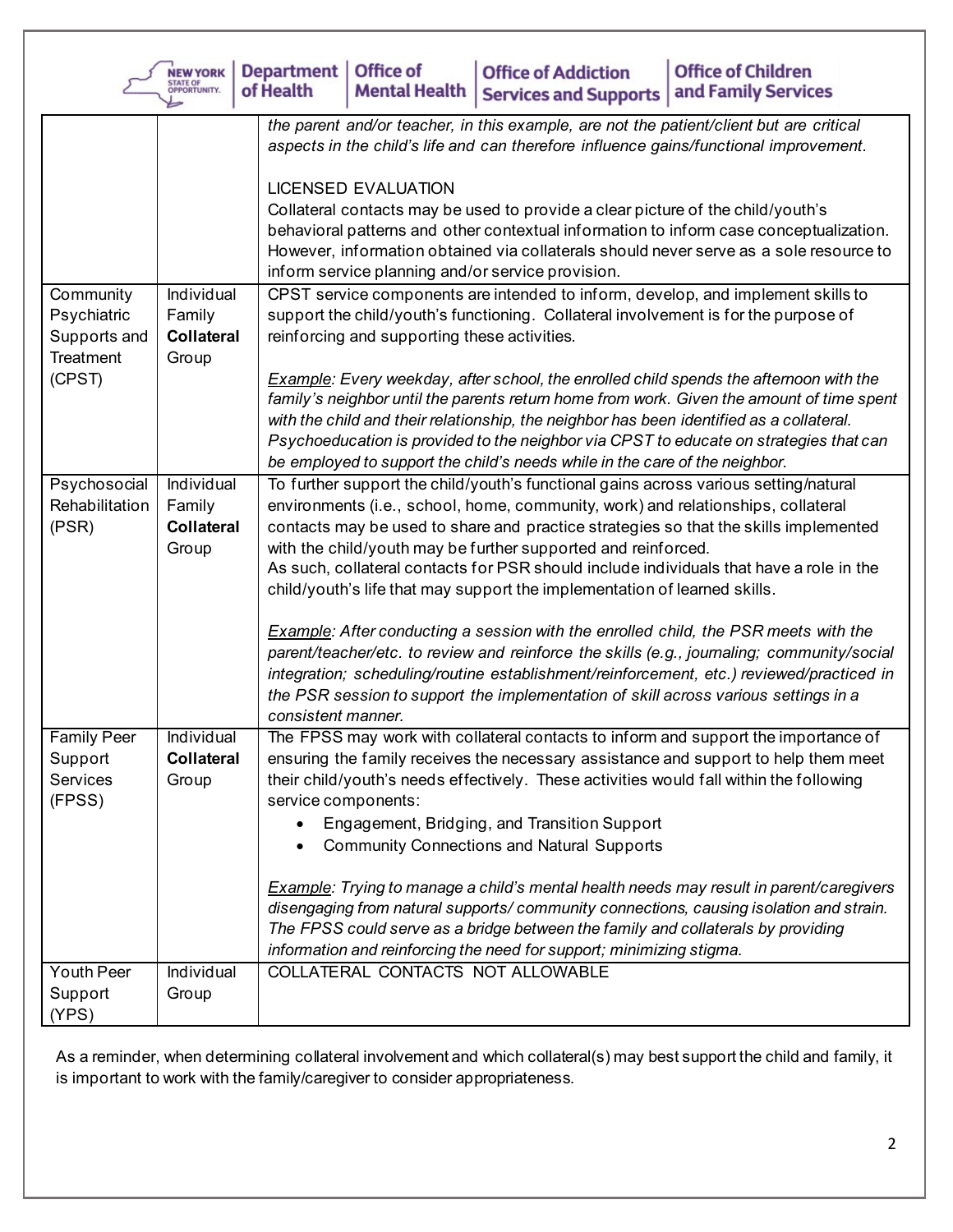| | | |
|---|---|---|
| | | *the parent and/or teacher, in this example, are not the patient/client but are critical aspects in the child's life and can therefore influence gains/functional improvement.*<br><br>LICENSED EVALUATION<br>Collateral contacts may be used to provide a clear picture of the child/youth's behavioral patterns and other contextual information to inform case conceptualization. However, information obtained via collaterals should never serve as a sole resource to inform service planning and/or service provision. |
| Community Psychiatric Supports and Treatment (CPST) | Individual<br>Family<br>**Collateral**<br>Group | CPST service components are intended to inform, develop, and implement skills to support the child/youth's functioning. Collateral involvement is for the purpose of reinforcing and supporting these activities.<br><br>*<u>Example</u>: Every weekday, after school, the enrolled child spends the afternoon with the family's neighbor until the parents return home from work. Given the amount of time spent with the child and their relationship, the neighbor has been identified as a collateral. Psychoeducation is provided to the neighbor via CPST to educate on strategies that can be employed to support the child's needs while in the care of the neighbor.* |
| Psychosocial Rehabilitation (PSR) | Individual<br>Family<br>**Collateral**<br>Group | To further support the child/youth's functional gains across various setting/natural environments (i.e., school, home, community, work) and relationships, collateral contacts may be used to share and practice strategies so that the skills implemented with the child/youth may be further supported and reinforced.<br>As such, collateral contacts for PSR should include individuals that have a role in the child/youth's life that may support the implementation of learned skills.<br><br>*<u>Example</u>: After conducting a session with the enrolled child, the PSR meets with the parent/teacher/etc. to review and reinforce the skills (e.g., journaling; community/social integration; scheduling/routine establishment/reinforcement, etc.) reviewed/practiced in the PSR session to support the implementation of skill across various settings in a consistent manner.* |
| Family Peer Support Services (FPSS) | Individual<br>**Collateral**<br>Group | The FPSS may work with collateral contacts to inform and support the importance of ensuring the family receives the necessary assistance and support to help them meet their child/youth's needs effectively. These activities would fall within the following service components:<br>• Engagement, Bridging, and Transition Support<br>• Community Connections and Natural Supports<br><br>*<u>Example</u>: Trying to manage a child's mental health needs may result in parent/caregivers disengaging from natural supports/ community connections, causing isolation and strain. The FPSS could serve as a bridge between the family and collaterals by providing information and reinforcing the need for support; minimizing stigma.* |
| Youth Peer Support (YPS) | Individual<br>Group | COLLATERAL CONTACTS NOT ALLOWABLE |

As a reminder, when determining collateral involvement and which collateral(s) may best support the child and family, it is important to work with the family/caregiver to consider appropriateness.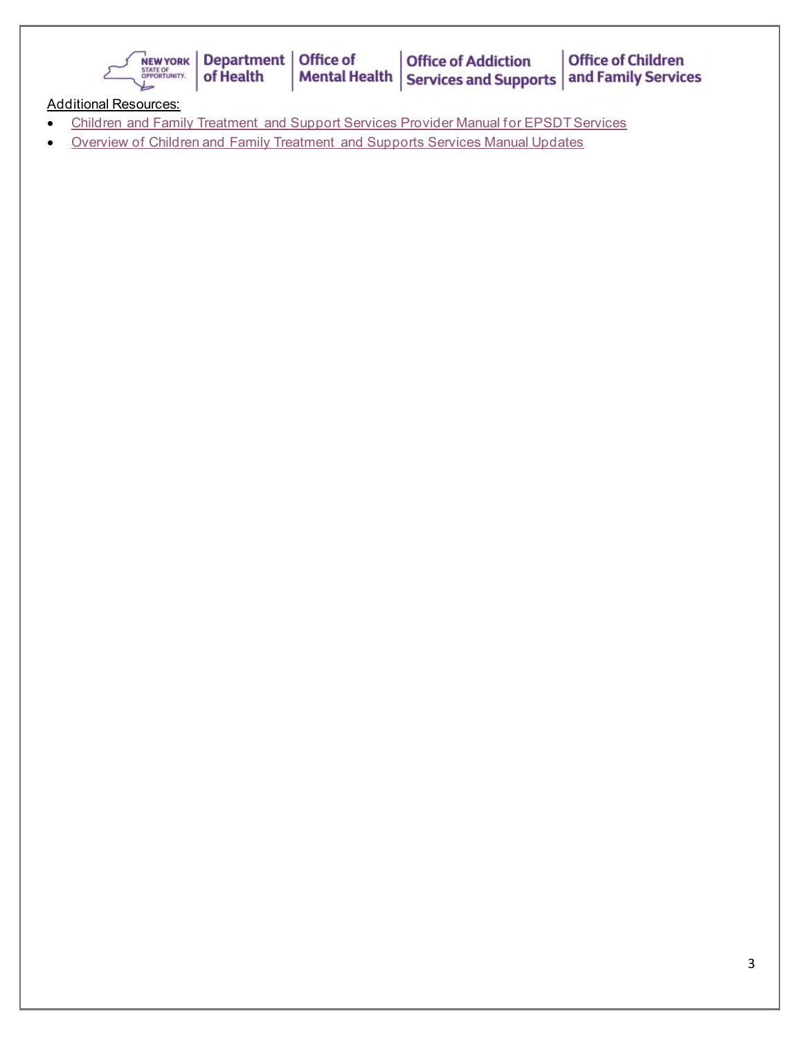Additional Resources:

- Children and Family Treatment and Support Services Provider Manual for EPSDT Services
- Overview of Children and Family Treatment and Supports Services Manual Updates